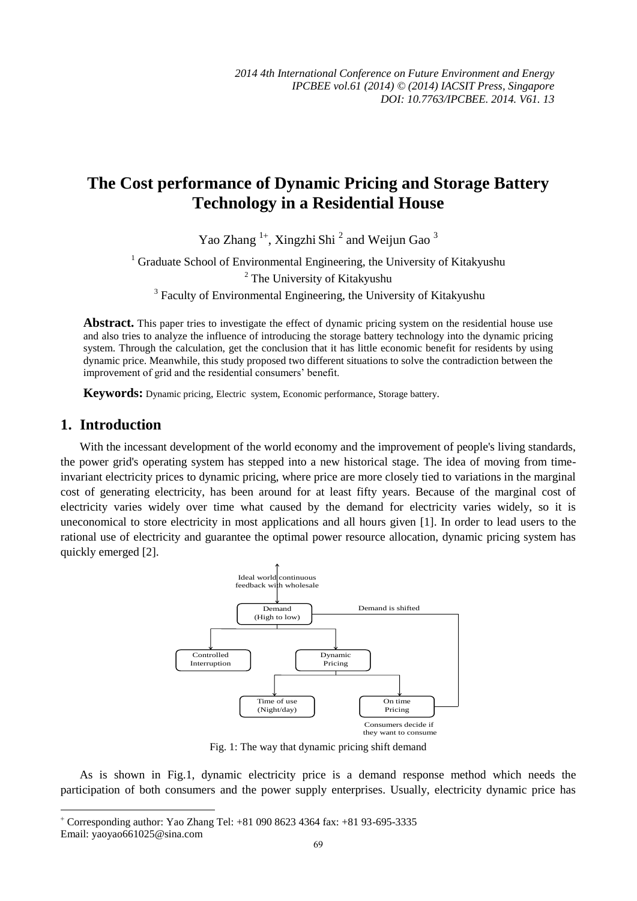# The Cost performance of Dynamic Pricing and Storage Battery Technology in a Residential House

Yao Zhang [1+], Xingzhi Shi [2] and Weijun Gao [3]

[1] Graduate School of Environmental Engineering, the University of Kitakyushu
[2] The University of Kitakyushu
[3] Faculty of Environmental Engineering, the University of Kitakyushu

**Abstract.** This paper tries to investigate the effect of dynamic pricing system on the residential house use and also tries to analyze the influence of introducing the storage battery technology into the dynamic pricing system. Through the calculation, get the conclusion that it has little economic benefit for residents by using dynamic price. Meanwhile, this study proposed two different situations to solve the contradiction between the improvement of grid and the residential consumers' benefit.

**Keywords:** Dynamic pricing, Electric system, Economic performance, Storage battery.

## 1. Introduction

With the incessant development of the world economy and the improvement of people's living standards, the power grid's operating system has stepped into a new historical stage. The idea of moving from time-invariant electricity prices to dynamic pricing, where price are more closely tied to variations in the marginal cost of generating electricity, has been around for at least fifty years. Because of the marginal cost of electricity varies widely over time what caused by the demand for electricity varies widely, so it is uneconomical to store electricity in most applications and all hours given [1]. In order to lead users to the rational use of electricity and guarantee the optimal power resource allocation, dynamic pricing system has quickly emerged [2].

Ideal world continuous feedback with wholesale

Demand (High to low) — Demand is shifted

Controlled Interruption | Dynamic Pricing

Time of use (Night/day) | On time Pricing

Consumers decide if they want to consume

Fig. 1: The way that dynamic pricing shift demand

As is shown in Fig.1, dynamic electricity price is a demand response method which needs the participation of both consumers and the power supply enterprises. Usually, electricity dynamic price has

+ Corresponding author: Yao Zhang Tel: +81 090 8623 4364 fax: +81 93-695-3335
Email: yaoyao661025@sina.com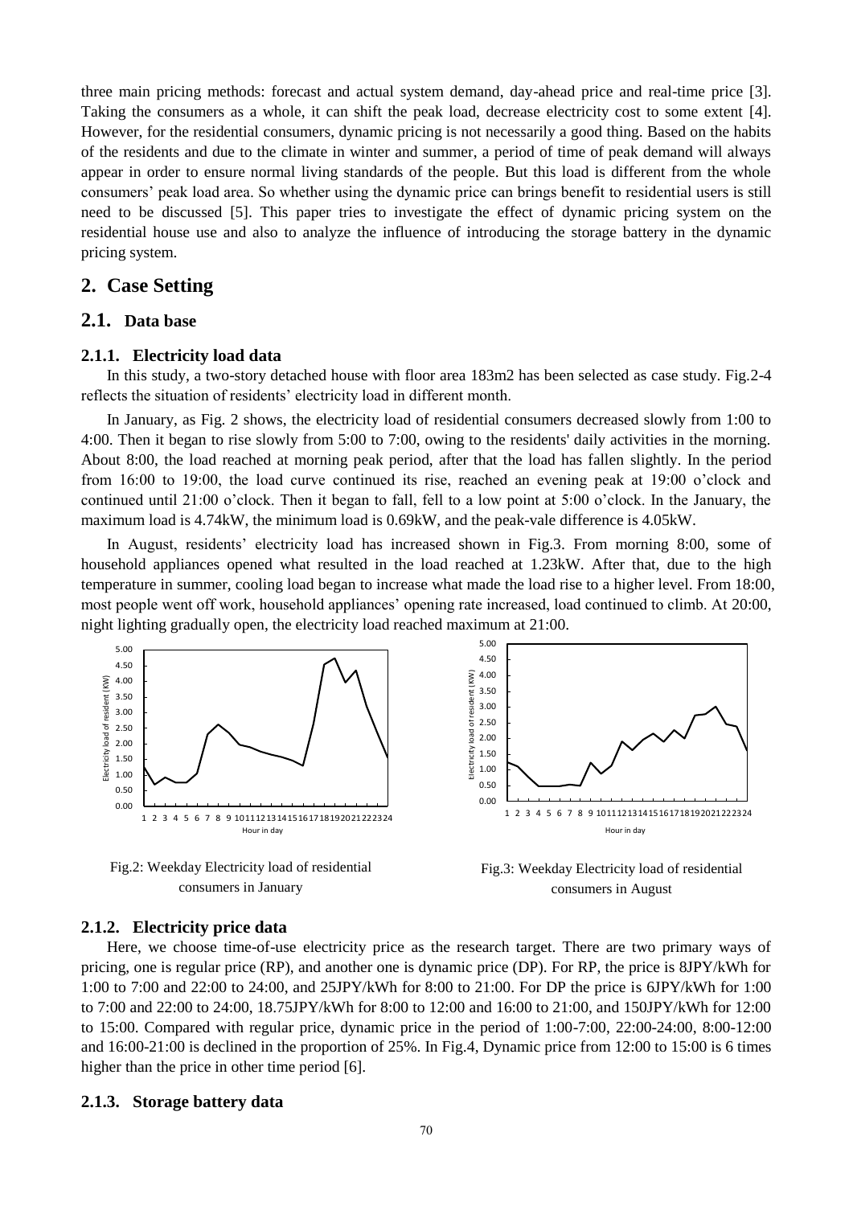three main pricing methods: forecast and actual system demand, day-ahead price and real-time price [3]. Taking the consumers as a whole, it can shift the peak load, decrease electricity cost to some extent [4]. However, for the residential consumers, dynamic pricing is not necessarily a good thing. Based on the habits of the residents and due to the climate in winter and summer, a period of time of peak demand will always appear in order to ensure normal living standards of the people. But this load is different from the whole consumers' peak load area. So whether using the dynamic price can brings benefit to residential users is still need to be discussed [5]. This paper tries to investigate the effect of dynamic pricing system on the residential house use and also to analyze the influence of introducing the storage battery in the dynamic pricing system.

## 2. Case Setting

### 2.1. Data base

#### 2.1.1. Electricity load data

In this study, a two-story detached house with floor area 183m2 has been selected as case study. Fig.2-4 reflects the situation of residents' electricity load in different month.

In January, as Fig. 2 shows, the electricity load of residential consumers decreased slowly from 1:00 to 4:00. Then it began to rise slowly from 5:00 to 7:00, owing to the residents' daily activities in the morning. About 8:00, the load reached at morning peak period, after that the load has fallen slightly. In the period from 16:00 to 19:00, the load curve continued its rise, reached an evening peak at 19:00 o'clock and continued until 21:00 o'clock. Then it began to fall, fell to a low point at 5:00 o'clock. In the January, the maximum load is 4.74kW, the minimum load is 0.69kW, and the peak-vale difference is 4.05kW.

In August, residents' electricity load has increased shown in Fig.3. From morning 8:00, some of household appliances opened what resulted in the load reached at 1.23kW. After that, due to the high temperature in summer, cooling load began to increase what made the load rise to a higher level. From 18:00, most people went off work, household appliances' opening rate increased, load continued to climb. At 20:00, night lighting gradually open, the electricity load reached maximum at 21:00.

Fig.2: Weekday Electricity load of residential consumers in January

Fig.3: Weekday Electricity load of residential consumers in August

#### 2.1.2. Electricity price data

Here, we choose time-of-use electricity price as the research target. There are two primary ways of pricing, one is regular price (RP), and another one is dynamic price (DP). For RP, the price is 8JPY/kWh for 1:00 to 7:00 and 22:00 to 24:00, and 25JPY/kWh for 8:00 to 21:00. For DP the price is 6JPY/kWh for 1:00 to 7:00 and 22:00 to 24:00, 18.75JPY/kWh for 8:00 to 12:00 and 16:00 to 21:00, and 150JPY/kWh for 12:00 to 15:00. Compared with regular price, dynamic price in the period of 1:00-7:00, 22:00-24:00, 8:00-12:00 and 16:00-21:00 is declined in the proportion of 25%. In Fig.4, Dynamic price from 12:00 to 15:00 is 6 times higher than the price in other time period [6].

#### 2.1.3. Storage battery data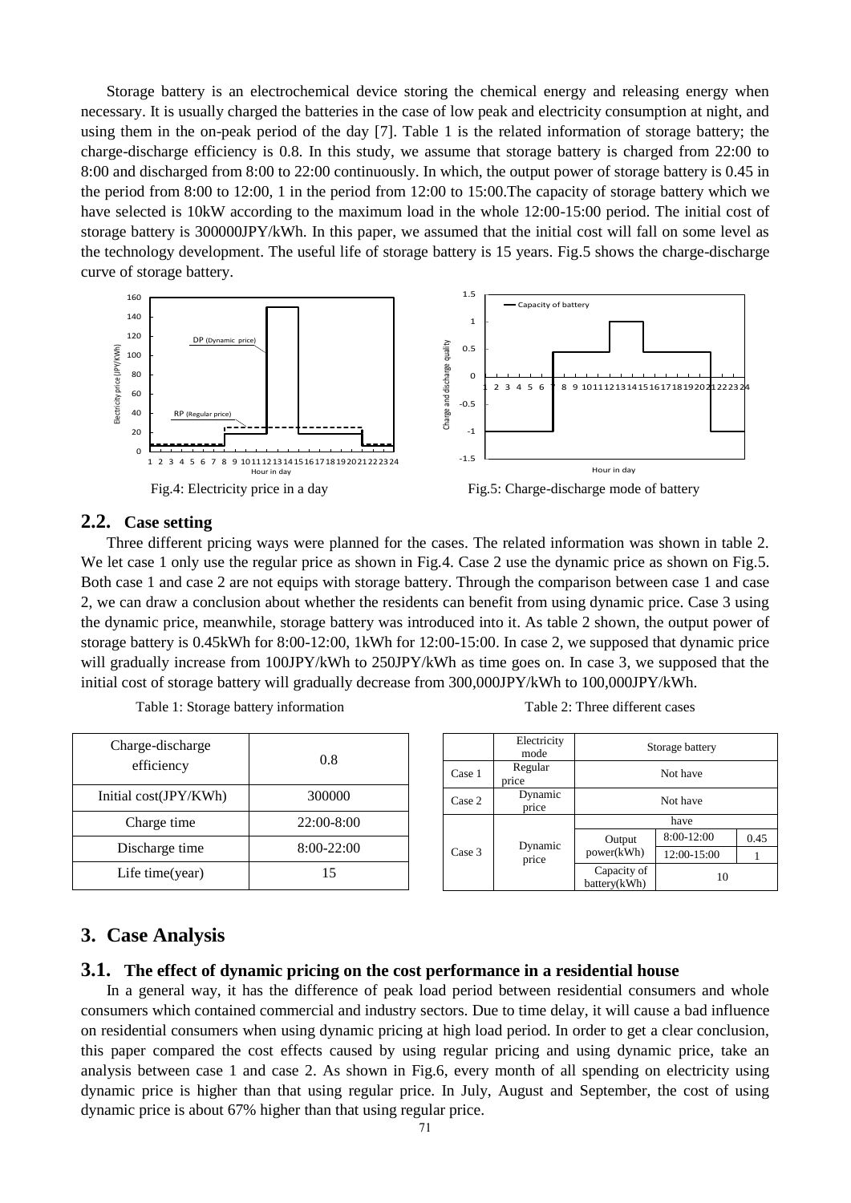Storage battery is an electrochemical device storing the chemical energy and releasing energy when necessary. It is usually charged the batteries in the case of low peak and electricity consumption at night, and using them in the on-peak period of the day [7]. Table 1 is the related information of storage battery; the charge-discharge efficiency is 0.8. In this study, we assume that storage battery is charged from 22:00 to 8:00 and discharged from 8:00 to 22:00 continuously. In which, the output power of storage battery is 0.45 in the period from 8:00 to 12:00, 1 in the period from 12:00 to 15:00.The capacity of storage battery which we have selected is 10kW according to the maximum load in the whole 12:00-15:00 period. The initial cost of storage battery is 300000JPY/kWh. In this paper, we assumed that the initial cost will fall on some level as the technology development. The useful life of storage battery is 15 years. Fig.5 shows the charge-discharge curve of storage battery.

Fig.4: Electricity price in a day

Fig.5: Charge-discharge mode of battery

## 2.2. Case setting

Three different pricing ways were planned for the cases. The related information was shown in table 2. We let case 1 only use the regular price as shown in Fig.4. Case 2 use the dynamic price as shown on Fig.5. Both case 1 and case 2 are not equips with storage battery. Through the comparison between case 1 and case 2, we can draw a conclusion about whether the residents can benefit from using dynamic price. Case 3 using the dynamic price, meanwhile, storage battery was introduced into it. As table 2 shown, the output power of storage battery is 0.45kWh for 8:00-12:00, 1kWh for 12:00-15:00. In case 2, we supposed that dynamic price will gradually increase from 100JPY/kWh to 250JPY/kWh as time goes on. In case 3, we supposed that the initial cost of storage battery will gradually decrease from 300,000JPY/kWh to 100,000JPY/kWh.

Table 1: Storage battery information

| Charge-discharge efficiency | 0.8 |
|---|---|
| Initial cost(JPY/KWh) | 300000 |
| Charge time | 22:00-8:00 |
| Discharge time | 8:00-22:00 |
| Life time(year) | 15 |

Table 2: Three different cases

| | Electricity mode | Storage battery | | |
|---|---|---|---|---|
| Case 1 | Regular price | Not have | | |
| Case 2 | Dynamic price | Not have | | |
| Case 3 | Dynamic price | have | | |
| | | Output power(kWh) | 8:00-12:00 | 0.45 |
| | | | 12:00-15:00 | 1 |
| | | Capacity of battery(kWh) | 10 | |

# 3. Case Analysis

## 3.1. The effect of dynamic pricing on the cost performance in a residential house

In a general way, it has the difference of peak load period between residential consumers and whole consumers which contained commercial and industry sectors. Due to time delay, it will cause a bad influence on residential consumers when using dynamic pricing at high load period. In order to get a clear conclusion, this paper compared the cost effects caused by using regular pricing and using dynamic price, take an analysis between case 1 and case 2. As shown in Fig.6, every month of all spending on electricity using dynamic price is higher than that using regular price. In July, August and September, the cost of using dynamic price is about 67% higher than that using regular price.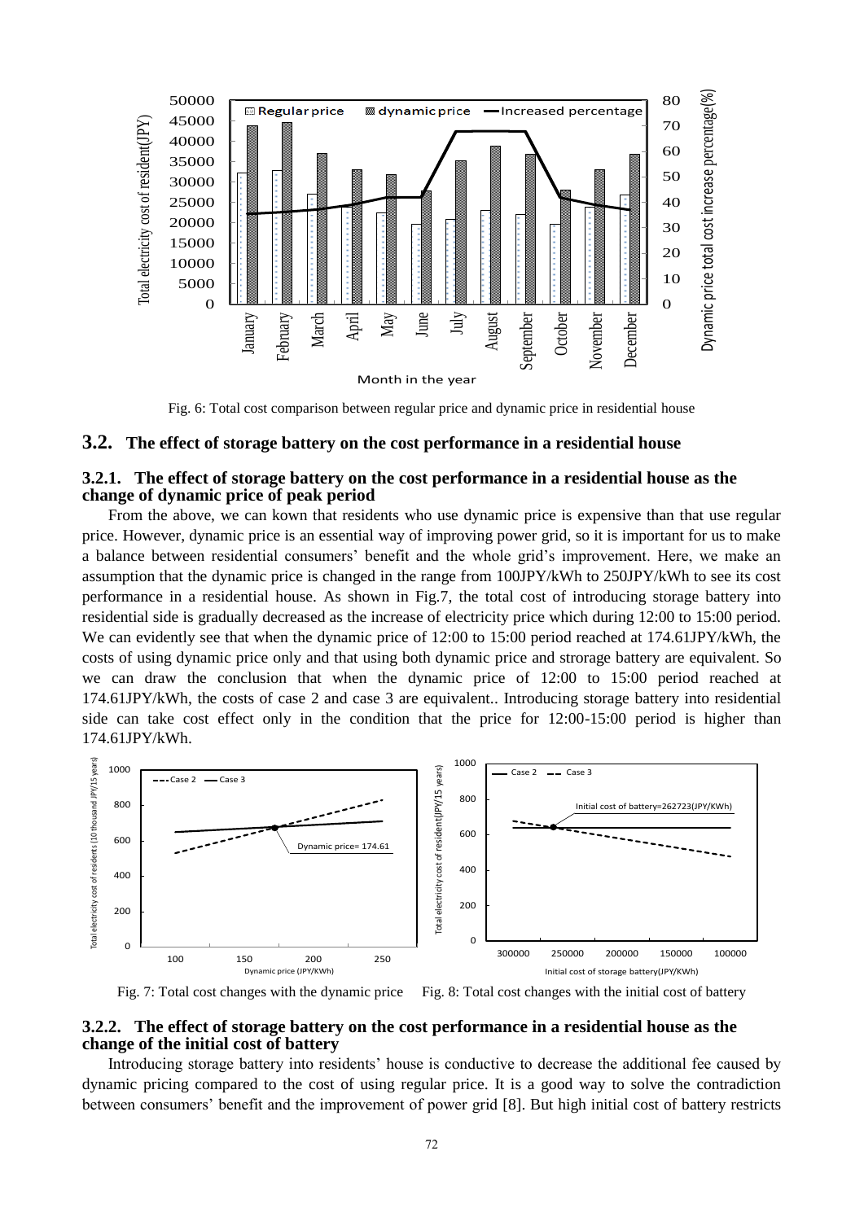Fig. 6: Total cost comparison between regular price and dynamic price in residential house

## 3.2. The effect of storage battery on the cost performance in a residential house

### 3.2.1. The effect of storage battery on the cost performance in a residential house as the change of dynamic price of peak period

From the above, we can kown that residents who use dynamic price is expensive than that use regular price. However, dynamic price is an essential way of improving power grid, so it is important for us to make a balance between residential consumers' benefit and the whole grid's improvement. Here, we make an assumption that the dynamic price is changed in the range from 100JPY/kWh to 250JPY/kWh to see its cost performance in a residential house. As shown in Fig.7, the total cost of introducing storage battery into residential side is gradually decreased as the increase of electricity price which during 12:00 to 15:00 period. We can evidently see that when the dynamic price of 12:00 to 15:00 period reached at 174.61JPY/kWh, the costs of using dynamic price only and that using both dynamic price and strorage battery are equivalent. So we can draw the conclusion that when the dynamic price of 12:00 to 15:00 period reached at 174.61JPY/kWh, the costs of case 2 and case 3 are equivalent.. Introducing storage battery into residential side can take cost effect only in the condition that the price for 12:00-15:00 period is higher than 174.61JPY/kWh.

Fig. 7: Total cost changes with the dynamic price Fig. 8: Total cost changes with the initial cost of battery

### 3.2.2. The effect of storage battery on the cost performance in a residential house as the change of the initial cost of battery

Introducing storage battery into residents' house is conductive to decrease the additional fee caused by dynamic pricing compared to the cost of using regular price. It is a good way to solve the contradiction between consumers' benefit and the improvement of power grid [8]. But high initial cost of battery restricts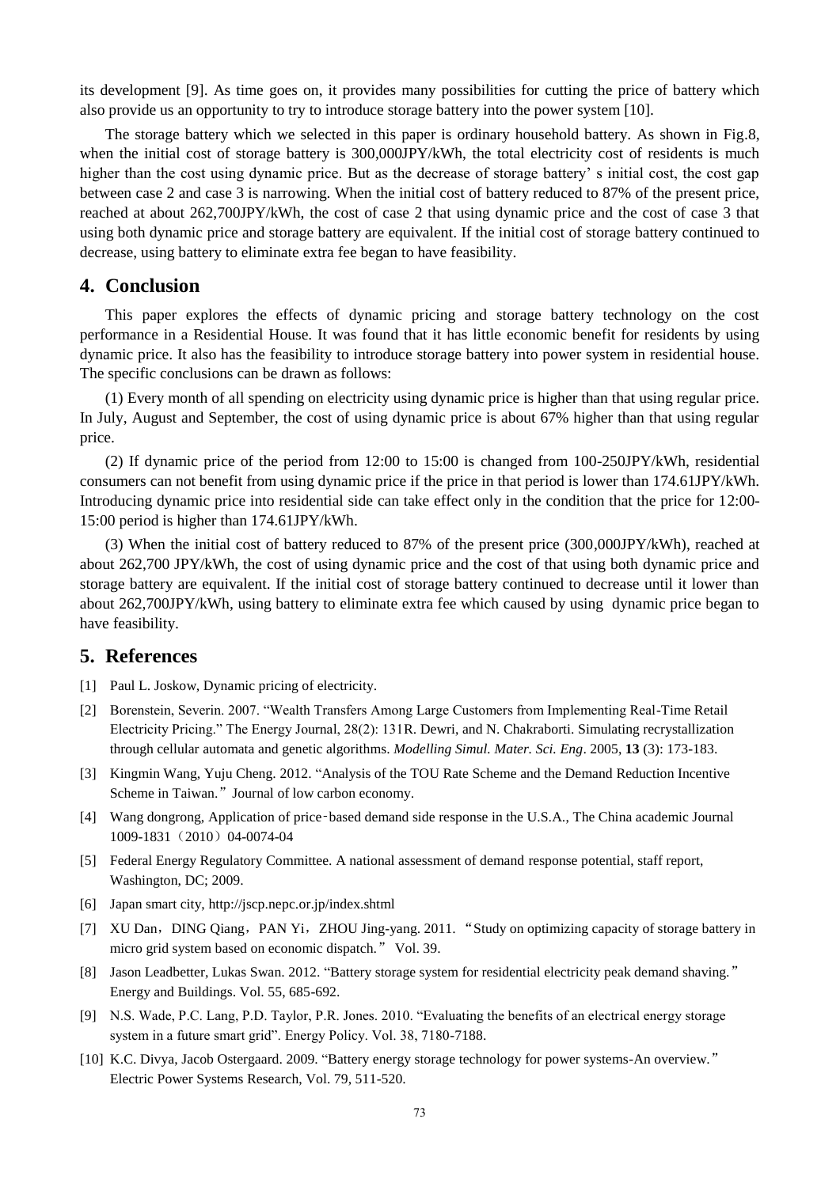its development [9]. As time goes on, it provides many possibilities for cutting the price of battery which also provide us an opportunity to try to introduce storage battery into the power system [10].

The storage battery which we selected in this paper is ordinary household battery. As shown in Fig.8, when the initial cost of storage battery is 300,000JPY/kWh, the total electricity cost of residents is much higher than the cost using dynamic price. But as the decrease of storage battery' s initial cost, the cost gap between case 2 and case 3 is narrowing. When the initial cost of battery reduced to 87% of the present price, reached at about 262,700JPY/kWh, the cost of case 2 that using dynamic price and the cost of case 3 that using both dynamic price and storage battery are equivalent. If the initial cost of storage battery continued to decrease, using battery to eliminate extra fee began to have feasibility.

## 4. Conclusion

This paper explores the effects of dynamic pricing and storage battery technology on the cost performance in a Residential House. It was found that it has little economic benefit for residents by using dynamic price. It also has the feasibility to introduce storage battery into power system in residential house. The specific conclusions can be drawn as follows:

(1) Every month of all spending on electricity using dynamic price is higher than that using regular price. In July, August and September, the cost of using dynamic price is about 67% higher than that using regular price.

(2) If dynamic price of the period from 12:00 to 15:00 is changed from 100-250JPY/kWh, residential consumers can not benefit from using dynamic price if the price in that period is lower than 174.61JPY/kWh. Introducing dynamic price into residential side can take effect only in the condition that the price for 12:00-15:00 period is higher than 174.61JPY/kWh.

(3) When the initial cost of battery reduced to 87% of the present price (300,000JPY/kWh), reached at about 262,700 JPY/kWh, the cost of using dynamic price and the cost of that using both dynamic price and storage battery are equivalent. If the initial cost of storage battery continued to decrease until it lower than about 262,700JPY/kWh, using battery to eliminate extra fee which caused by using dynamic price began to have feasibility.

## 5. References

[1] Paul L. Joskow, Dynamic pricing of electricity.

[2] Borenstein, Severin. 2007. "Wealth Transfers Among Large Customers from Implementing Real-Time Retail Electricity Pricing." The Energy Journal, 28(2): 131R. Dewri, and N. Chakraborti. Simulating recrystallization through cellular automata and genetic algorithms. *Modelling Simul. Mater. Sci. Eng*. 2005, **13** (3): 173-183.

[3] Kingmin Wang, Yuju Cheng. 2012. "Analysis of the TOU Rate Scheme and the Demand Reduction Incentive Scheme in Taiwan." Journal of low carbon economy.

[4] Wang dongrong, Application of price-based demand side response in the U.S.A., The China academic Journal 1009-1831（2010）04-0074-04

[5] Federal Energy Regulatory Committee. A national assessment of demand response potential, staff report, Washington, DC; 2009.

[6] Japan smart city, http://jscp.nepc.or.jp/index.shtml

[7] XU Dan，DING Qiang，PAN Yi，ZHOU Jing-yang. 2011. "Study on optimizing capacity of storage battery in micro grid system based on economic dispatch." Vol. 39.

[8] Jason Leadbetter, Lukas Swan. 2012. "Battery storage system for residential electricity peak demand shaving." Energy and Buildings. Vol. 55, 685-692.

[9] N.S. Wade, P.C. Lang, P.D. Taylor, P.R. Jones. 2010. "Evaluating the benefits of an electrical energy storage system in a future smart grid". Energy Policy. Vol. 38, 7180-7188.

[10] K.C. Divya, Jacob Ostergaard. 2009. "Battery energy storage technology for power systems-An overview." Electric Power Systems Research, Vol. 79, 511-520.